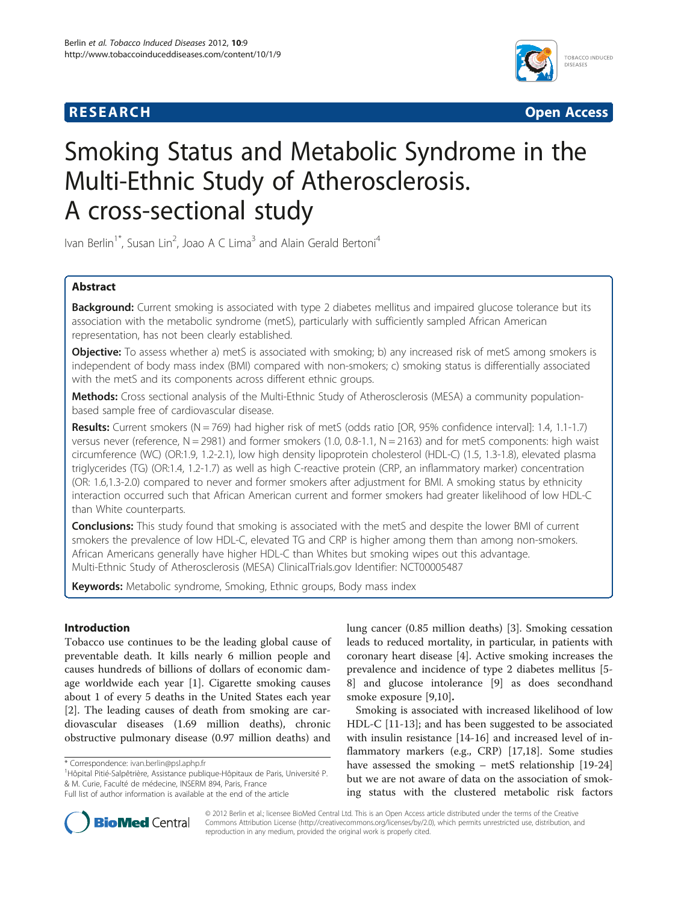RESEARCH **Open Access**

# Smoking Status and Metabolic Syndrome in the Multi-Ethnic Study of Atherosclerosis. A cross-sectional study

Ivan Berlin[1*], Susan Lin[2], Joao A C Lima[3] and Alain Gerald Bertoni[4]

## Abstract

**Background:** Current smoking is associated with type 2 diabetes mellitus and impaired glucose tolerance but its association with the metabolic syndrome (metS), particularly with sufficiently sampled African American representation, has not been clearly established.

**Objective:** To assess whether a) metS is associated with smoking; b) any increased risk of metS among smokers is independent of body mass index (BMI) compared with non-smokers; c) smoking status is differentially associated with the metS and its components across different ethnic groups.

**Methods:** Cross sectional analysis of the Multi-Ethnic Study of Atherosclerosis (MESA) a community population-based sample free of cardiovascular disease.

**Results:** Current smokers (N = 769) had higher risk of metS (odds ratio [OR, 95% confidence interval]: 1.4, 1.1-1.7) versus never (reference, N = 2981) and former smokers (1.0, 0.8-1.1, N = 2163) and for metS components: high waist circumference (WC) (OR:1.9, 1.2-2.1), low high density lipoprotein cholesterol (HDL-C) (1.5, 1.3-1.8), elevated plasma triglycerides (TG) (OR:1.4, 1.2-1.7) as well as high C-reactive protein (CRP, an inflammatory marker) concentration (OR: 1.6,1.3-2.0) compared to never and former smokers after adjustment for BMI. A smoking status by ethnicity interaction occurred such that African American current and former smokers had greater likelihood of low HDL-C than White counterparts.

**Conclusions:** This study found that smoking is associated with the metS and despite the lower BMI of current smokers the prevalence of low HDL-C, elevated TG and CRP is higher among them than among non-smokers. African Americans generally have higher HDL-C than Whites but smoking wipes out this advantage. Multi-Ethnic Study of Atherosclerosis (MESA) ClinicalTrials.gov Identifier: NCT00005487

**Keywords:** Metabolic syndrome, Smoking, Ethnic groups, Body mass index

## Introduction

Tobacco use continues to be the leading global cause of preventable death. It kills nearly 6 million people and causes hundreds of billions of dollars of economic damage worldwide each year [1]. Cigarette smoking causes about 1 of every 5 deaths in the United States each year [2]. The leading causes of death from smoking are cardiovascular diseases (1.69 million deaths), chronic obstructive pulmonary disease (0.97 million deaths) and lung cancer (0.85 million deaths) [3]. Smoking cessation leads to reduced mortality, in particular, in patients with coronary heart disease [4]. Active smoking increases the prevalence and incidence of type 2 diabetes mellitus [5-8] and glucose intolerance [9] as does secondhand smoke exposure [9,10].

Smoking is associated with increased likelihood of low HDL-C [11-13]; and has been suggested to be associated with insulin resistance [14-16] and increased level of inflammatory markers (e.g., CRP) [17,18]. Some studies have assessed the smoking – metS relationship [19-24] but we are not aware of data on the association of smoking status with the clustered metabolic risk factors

\* Correspondence: ivan.berlin@psl.aphp.fr

[1]Hôpital Pitié-Salpêtrière, Assistance publique-Hôpitaux de Paris, Université P. & M. Curie, Faculté de médecine, INSERM 894, Paris, France

Full list of author information is available at the end of the article

© 2012 Berlin et al.; licensee BioMed Central Ltd. This is an Open Access article distributed under the terms of the Creative Commons Attribution License (http://creativecommons.org/licenses/by/2.0), which permits unrestricted use, distribution, and reproduction in any medium, provided the original work is properly cited.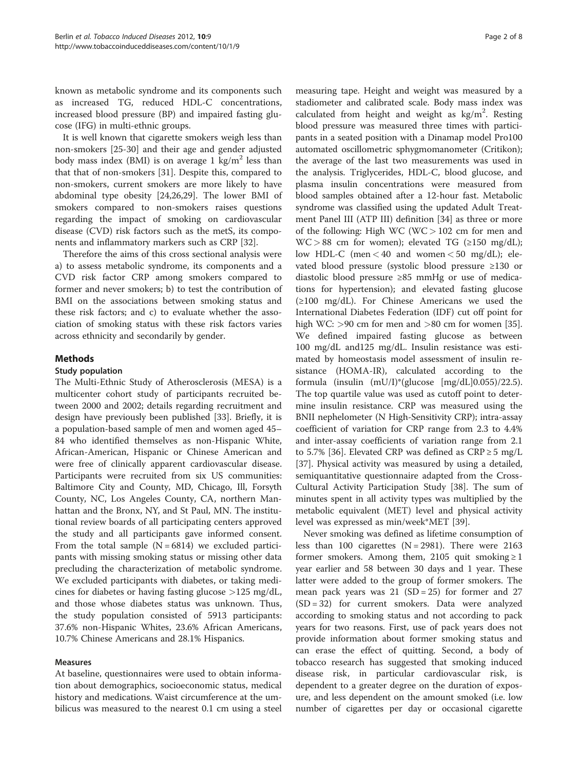known as metabolic syndrome and its components such as increased TG, reduced HDL-C concentrations, increased blood pressure (BP) and impaired fasting glucose (IFG) in multi-ethnic groups.

It is well known that cigarette smokers weigh less than non-smokers [25-30] and their age and gender adjusted body mass index (BMI) is on average 1 $kg/m^2$ less than that that of non-smokers [31]. Despite this, compared to non-smokers, current smokers are more likely to have abdominal type obesity [24,26,29]. The lower BMI of smokers compared to non-smokers raises questions regarding the impact of smoking on cardiovascular disease (CVD) risk factors such as the metS, its components and inflammatory markers such as CRP [32].

Therefore the aims of this cross sectional analysis were a) to assess metabolic syndrome, its components and a CVD risk factor CRP among smokers compared to former and never smokers; b) to test the contribution of BMI on the associations between smoking status and these risk factors; and c) to evaluate whether the association of smoking status with these risk factors varies across ethnicity and secondarily by gender.

## Methods

### Study population

The Multi-Ethnic Study of Atherosclerosis (MESA) is a multicenter cohort study of participants recruited between 2000 and 2002; details regarding recruitment and design have previously been published [33]. Briefly, it is a population-based sample of men and women aged 45–84 who identified themselves as non-Hispanic White, African-American, Hispanic or Chinese American and were free of clinically apparent cardiovascular disease. Participants were recruited from six US communities: Baltimore City and County, MD, Chicago, Ill, Forsyth County, NC, Los Angeles County, CA, northern Manhattan and the Bronx, NY, and St Paul, MN. The institutional review boards of all participating centers approved the study and all participants gave informed consent. From the total sample (N = 6814) we excluded participants with missing smoking status or missing other data precluding the characterization of metabolic syndrome. We excluded participants with diabetes, or taking medicines for diabetes or having fasting glucose >125 mg/dL, and those whose diabetes status was unknown. Thus, the study population consisted of 5913 participants: 37.6% non-Hispanic Whites, 23.6% African Americans, 10.7% Chinese Americans and 28.1% Hispanics.

### Measures

At baseline, questionnaires were used to obtain information about demographics, socioeconomic status, medical history and medications. Waist circumference at the umbilicus was measured to the nearest 0.1 cm using a steel measuring tape. Height and weight was measured by a stadiometer and calibrated scale. Body mass index was calculated from height and weight as $kg/m^2$. Resting blood pressure was measured three times with participants in a seated position with a Dinamap model Pro100 automated oscillometric sphygmomanometer (Critikon); the average of the last two measurements was used in the analysis. Triglycerides, HDL-C, blood glucose, and plasma insulin concentrations were measured from blood samples obtained after a 12-hour fast. Metabolic syndrome was classified using the updated Adult Treatment Panel III (ATP III) definition [34] as three or more of the following: High WC (WC > 102 cm for men and WC > 88 cm for women); elevated TG (≥150 mg/dL); low HDL-C (men < 40 and women < 50 mg/dL); elevated blood pressure (systolic blood pressure ≥130 or diastolic blood pressure ≥85 mmHg or use of medications for hypertension); and elevated fasting glucose (≥100 mg/dL). For Chinese Americans we used the International Diabetes Federation (IDF) cut off point for high WC: >90 cm for men and >80 cm for women [35]. We defined impaired fasting glucose as between 100 mg/dL and125 mg/dL. Insulin resistance was estimated by homeostasis model assessment of insulin resistance (HOMA-IR), calculated according to the formula (insulin (mU/l)*(glucose [mg/dL]0.055)/22.5). The top quartile value was used as cutoff point to determine insulin resistance. CRP was measured using the BNII nephelometer (N High-Sensitivity CRP); intra-assay coefficient of variation for CRP range from 2.3 to 4.4% and inter-assay coefficients of variation range from 2.1 to 5.7% [36]. Elevated CRP was defined as CRP ≥ 5 mg/L [37]. Physical activity was measured by using a detailed, semiquantitative questionnaire adapted from the Cross-Cultural Activity Participation Study [38]. The sum of minutes spent in all activity types was multiplied by the metabolic equivalent (MET) level and physical activity level was expressed as min/week*MET [39].

Never smoking was defined as lifetime consumption of less than 100 cigarettes (N = 2981). There were 2163 former smokers. Among them, 2105 quit smoking ≥ 1 year earlier and 58 between 30 days and 1 year. These latter were added to the group of former smokers. The mean pack years was 21 (SD = 25) for former and 27 (SD = 32) for current smokers. Data were analyzed according to smoking status and not according to pack years for two reasons. First, use of pack years does not provide information about former smoking status and can erase the effect of quitting. Second, a body of tobacco research has suggested that smoking induced disease risk, in particular cardiovascular risk, is dependent to a greater degree on the duration of exposure, and less dependent on the amount smoked (i.e. low number of cigarettes per day or occasional cigarette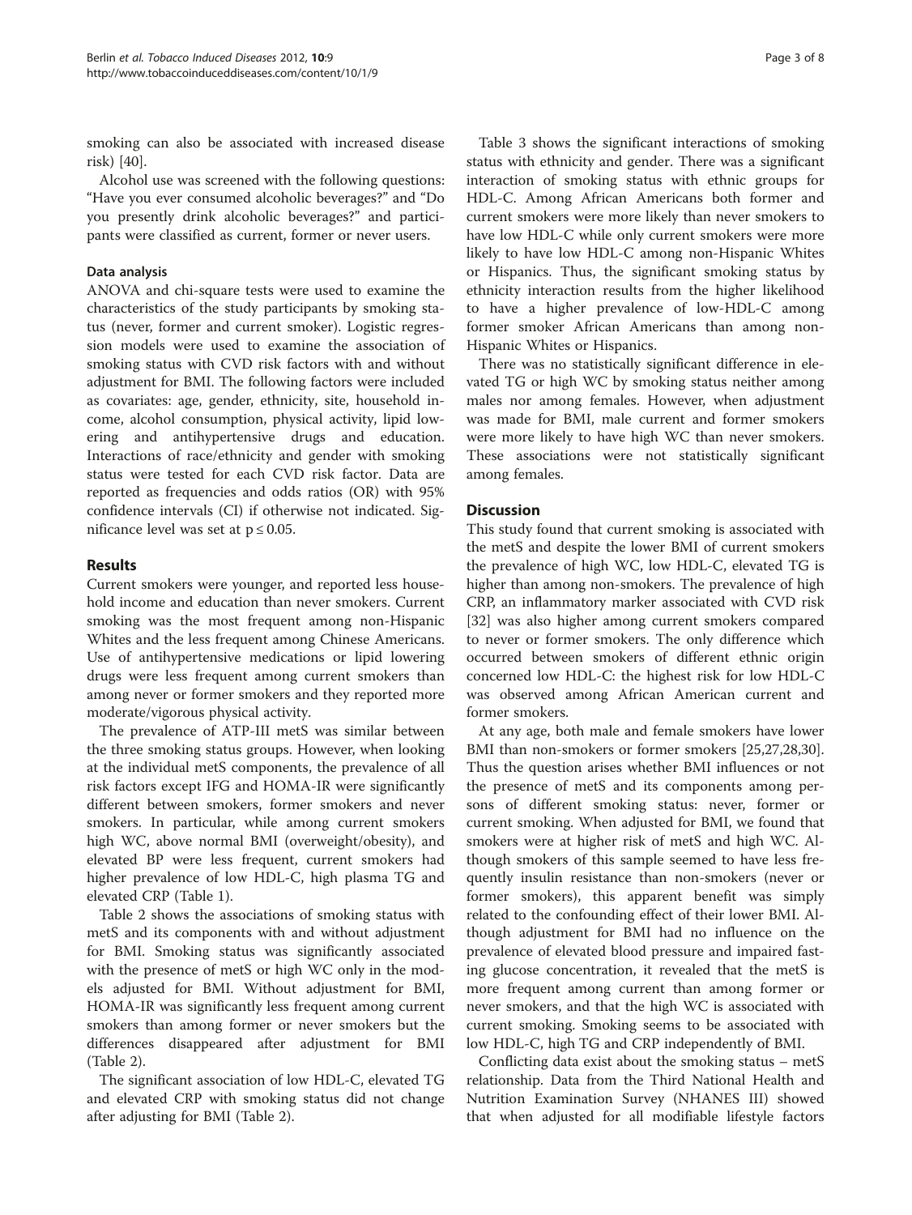smoking can also be associated with increased disease risk) [40].

Alcohol use was screened with the following questions: "Have you ever consumed alcoholic beverages?" and "Do you presently drink alcoholic beverages?" and participants were classified as current, former or never users.

### Data analysis

ANOVA and chi-square tests were used to examine the characteristics of the study participants by smoking status (never, former and current smoker). Logistic regression models were used to examine the association of smoking status with CVD risk factors with and without adjustment for BMI. The following factors were included as covariates: age, gender, ethnicity, site, household income, alcohol consumption, physical activity, lipid lowering and antihypertensive drugs and education. Interactions of race/ethnicity and gender with smoking status were tested for each CVD risk factor. Data are reported as frequencies and odds ratios (OR) with 95% confidence intervals (CI) if otherwise not indicated. Significance level was set at $p \leq 0.05$.

## Results

Current smokers were younger, and reported less household income and education than never smokers. Current smoking was the most frequent among non-Hispanic Whites and the less frequent among Chinese Americans. Use of antihypertensive medications or lipid lowering drugs were less frequent among current smokers than among never or former smokers and they reported more moderate/vigorous physical activity.

The prevalence of ATP-III metS was similar between the three smoking status groups. However, when looking at the individual metS components, the prevalence of all risk factors except IFG and HOMA-IR were significantly different between smokers, former smokers and never smokers. In particular, while among current smokers high WC, above normal BMI (overweight/obesity), and elevated BP were less frequent, current smokers had higher prevalence of low HDL-C, high plasma TG and elevated CRP (Table 1).

Table 2 shows the associations of smoking status with metS and its components with and without adjustment for BMI. Smoking status was significantly associated with the presence of metS or high WC only in the models adjusted for BMI. Without adjustment for BMI, HOMA-IR was significantly less frequent among current smokers than among former or never smokers but the differences disappeared after adjustment for BMI (Table 2).

The significant association of low HDL-C, elevated TG and elevated CRP with smoking status did not change after adjusting for BMI (Table 2).

Table 3 shows the significant interactions of smoking status with ethnicity and gender. There was a significant interaction of smoking status with ethnic groups for HDL-C. Among African Americans both former and current smokers were more likely than never smokers to have low HDL-C while only current smokers were more likely to have low HDL-C among non-Hispanic Whites or Hispanics. Thus, the significant smoking status by ethnicity interaction results from the higher likelihood to have a higher prevalence of low-HDL-C among former smoker African Americans than among non-Hispanic Whites or Hispanics.

There was no statistically significant difference in elevated TG or high WC by smoking status neither among males nor among females. However, when adjustment was made for BMI, male current and former smokers were more likely to have high WC than never smokers. These associations were not statistically significant among females.

## Discussion

This study found that current smoking is associated with the metS and despite the lower BMI of current smokers the prevalence of high WC, low HDL-C, elevated TG is higher than among non-smokers. The prevalence of high CRP, an inflammatory marker associated with CVD risk [32] was also higher among current smokers compared to never or former smokers. The only difference which occurred between smokers of different ethnic origin concerned low HDL-C: the highest risk for low HDL-C was observed among African American current and former smokers.

At any age, both male and female smokers have lower BMI than non-smokers or former smokers [25,27,28,30]. Thus the question arises whether BMI influences or not the presence of metS and its components among persons of different smoking status: never, former or current smoking. When adjusted for BMI, we found that smokers were at higher risk of metS and high WC. Although smokers of this sample seemed to have less frequently insulin resistance than non-smokers (never or former smokers), this apparent benefit was simply related to the confounding effect of their lower BMI. Although adjustment for BMI had no influence on the prevalence of elevated blood pressure and impaired fasting glucose concentration, it revealed that the metS is more frequent among current than among former or never smokers, and that the high WC is associated with current smoking. Smoking seems to be associated with low HDL-C, high TG and CRP independently of BMI.

Conflicting data exist about the smoking status – metS relationship. Data from the Third National Health and Nutrition Examination Survey (NHANES III) showed that when adjusted for all modifiable lifestyle factors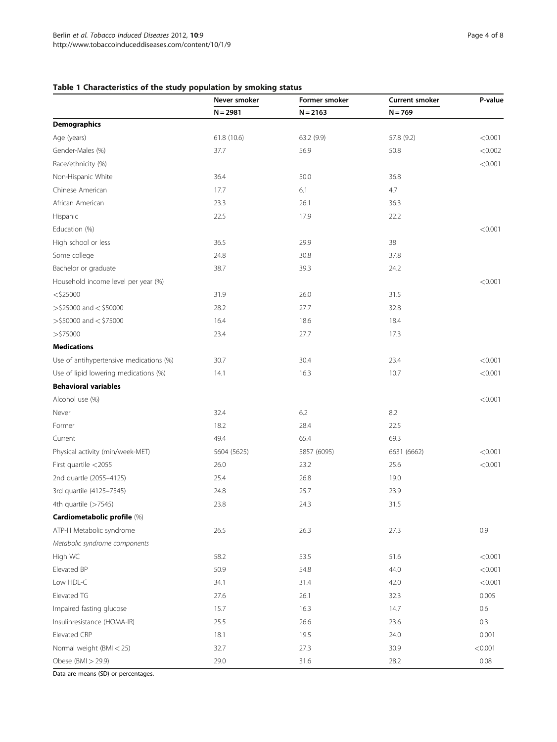## Table 1 Characteristics of the study population by smoking status

| | Never smoker | Former smoker | Current smoker | P-value |
|---|---|---|---|---|
| | N = 2981 | N = 2163 | N = 769 | |
| **Demographics** | | | | |
| Age (years) | 61.8 (10.6) | 63.2 (9.9) | 57.8 (9.2) | <0.001 |
| Gender-Males (%) | 37.7 | 56.9 | 50.8 | <0.002 |
| Race/ethnicity (%) | | | | <0.001 |
| Non-Hispanic White | 36.4 | 50.0 | 36.8 | |
| Chinese American | 17.7 | 6.1 | 4.7 | |
| African American | 23.3 | 26.1 | 36.3 | |
| Hispanic | 22.5 | 17.9 | 22.2 | |
| Education (%) | | | | <0.001 |
| High school or less | 36.5 | 29.9 | 38 | |
| Some college | 24.8 | 30.8 | 37.8 | |
| Bachelor or graduate | 38.7 | 39.3 | 24.2 | |
| Household income level per year (%) | | | | <0.001 |
| <$25000 | 31.9 | 26.0 | 31.5 | |
| >$25000 and < $50000 | 28.2 | 27.7 | 32.8 | |
| >$50000 and < $75000 | 16.4 | 18.6 | 18.4 | |
| >$75000 | 23.4 | 27.7 | 17.3 | |
| **Medications** | | | | |
| Use of antihypertensive medications (%) | 30.7 | 30.4 | 23.4 | <0.001 |
| Use of lipid lowering medications (%) | 14.1 | 16.3 | 10.7 | <0.001 |
| **Behavioral variables** | | | | |
| Alcohol use (%) | | | | <0.001 |
| Never | 32.4 | 6.2 | 8.2 | |
| Former | 18.2 | 28.4 | 22.5 | |
| Current | 49.4 | 65.4 | 69.3 | |
| Physical activity (min/week-MET) | 5604 (5625) | 5857 (6095) | 6631 (6662) | <0.001 |
| First quartile <2055 | 26.0 | 23.2 | 25.6 | <0.001 |
| 2nd quartle (2055–4125) | 25.4 | 26.8 | 19.0 | |
| 3rd quartile (4125–7545) | 24.8 | 25.7 | 23.9 | |
| 4th quartile (>7545) | 23.8 | 24.3 | 31.5 | |
| **Cardiometabolic profile** (%) | | | | |
| ATP-III Metabolic syndrome | 26.5 | 26.3 | 27.3 | 0.9 |
| *Metabolic syndrome components* | | | | |
| High WC | 58.2 | 53.5 | 51.6 | <0.001 |
| Elevated BP | 50.9 | 54.8 | 44.0 | <0.001 |
| Low HDL-C | 34.1 | 31.4 | 42.0 | <0.001 |
| Elevated TG | 27.6 | 26.1 | 32.3 | 0.005 |
| Impaired fasting glucose | 15.7 | 16.3 | 14.7 | 0.6 |
| Insulinresistance (HOMA-IR) | 25.5 | 26.6 | 23.6 | 0.3 |
| Elevated CRP | 18.1 | 19.5 | 24.0 | 0.001 |
| Normal weight (BMI < 25) | 32.7 | 27.3 | 30.9 | <0.001 |
| Obese (BMI > 29.9) | 29.0 | 31.6 | 28.2 | 0.08 |

Data are means (SD) or percentages.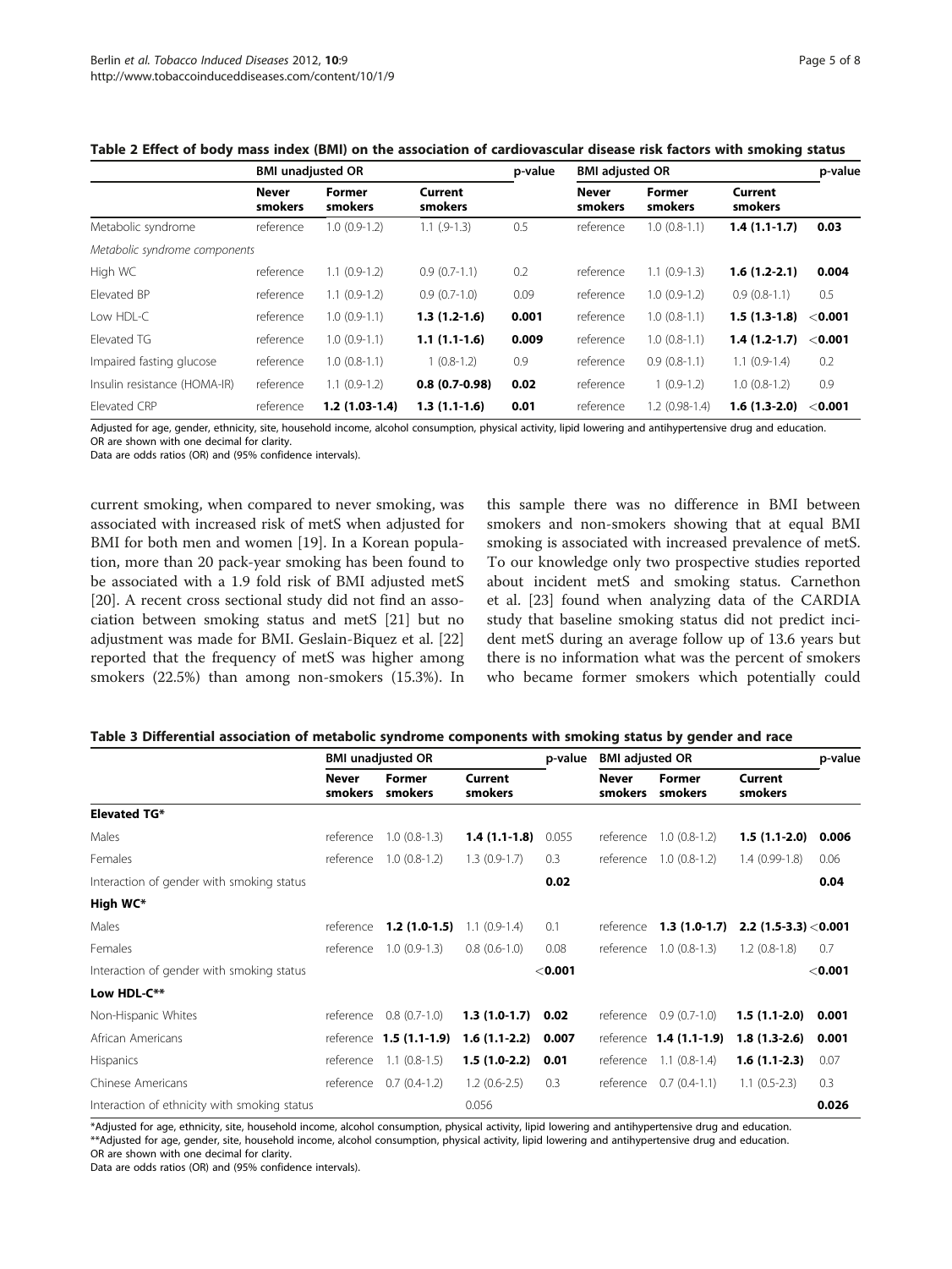**Table 2 Effect of body mass index (BMI) on the association of cardiovascular disease risk factors with smoking status**

| | BMI unadjusted OR | | | p-value | BMI adjusted OR | | | p-value |
|---|---|---|---|---|---|---|---|---|
| | Never smokers | Former smokers | Current smokers | | Never smokers | Former smokers | Current smokers | |
| Metabolic syndrome | reference | 1.0 (0.9-1.2) | 1.1 (.9-1.3) | 0.5 | reference | 1.0 (0.8-1.1) | **1.4 (1.1-1.7)** | **0.03** |
| *Metabolic syndrome components* | | | | | | | | |
| High WC | reference | 1.1 (0.9-1.2) | 0.9 (0.7-1.1) | 0.2 | reference | 1.1 (0.9-1.3) | **1.6 (1.2-2.1)** | **0.004** |
| Elevated BP | reference | 1.1 (0.9-1.2) | 0.9 (0.7-1.0) | 0.09 | reference | 1.0 (0.9-1.2) | 0.9 (0.8-1.1) | 0.5 |
| Low HDL-C | reference | 1.0 (0.9-1.1) | **1.3 (1.2-1.6)** | **0.001** | reference | 1.0 (0.8-1.1) | **1.5 (1.3-1.8)** | **<0.001** |
| Elevated TG | reference | 1.0 (0.9-1.1) | **1.1 (1.1-1.6)** | **0.009** | reference | 1.0 (0.8-1.1) | **1.4 (1.2-1.7)** | **<0.001** |
| Impaired fasting glucose | reference | 1.0 (0.8-1.1) | 1 (0.8-1.2) | 0.9 | reference | 0.9 (0.8-1.1) | 1.1 (0.9-1.4) | 0.2 |
| Insulin resistance (HOMA-IR) | reference | 1.1 (0.9-1.2) | **0.8 (0.7-0.98)** | **0.02** | reference | 1 (0.9-1.2) | 1.0 (0.8-1.2) | 0.9 |
| Elevated CRP | reference | **1.2 (1.03-1.4)** | **1.3 (1.1-1.6)** | **0.01** | reference | 1.2 (0.98-1.4) | **1.6 (1.3-2.0)** | **<0.001** |

Adjusted for age, gender, ethnicity, site, household income, alcohol consumption, physical activity, lipid lowering and antihypertensive drug and education.
OR are shown with one decimal for clarity.
Data are odds ratios (OR) and (95% confidence intervals).

current smoking, when compared to never smoking, was associated with increased risk of metS when adjusted for BMI for both men and women [19]. In a Korean population, more than 20 pack-year smoking has been found to be associated with a 1.9 fold risk of BMI adjusted metS [20]. A recent cross sectional study did not find an association between smoking status and metS [21] but no adjustment was made for BMI. Geslain-Biquez et al. [22] reported that the frequency of metS was higher among smokers (22.5%) than among non-smokers (15.3%). In this sample there was no difference in BMI between smokers and non-smokers showing that at equal BMI smoking is associated with increased prevalence of metS. To our knowledge only two prospective studies reported about incident metS and smoking status. Carnethon et al. [23] found when analyzing data of the CARDIA study that baseline smoking status did not predict incident metS during an average follow up of 13.6 years but there is no information what was the percent of smokers who became former smokers which potentially could

**Table 3 Differential association of metabolic syndrome components with smoking status by gender and race**

| | BMI unadjusted OR | | | p-value | BMI adjusted OR | | | p-value |
|---|---|---|---|---|---|---|---|---|
| | Never smokers | Former smokers | Current smokers | | Never smokers | Former smokers | Current smokers | |
| **Elevated TG*** | | | | | | | | |
| Males | reference | 1.0 (0.8-1.3) | **1.4 (1.1-1.8)** | 0.055 | reference | 1.0 (0.8-1.2) | **1.5 (1.1-2.0)** | **0.006** |
| Females | reference | 1.0 (0.8-1.2) | 1.3 (0.9-1.7) | 0.3 | reference | 1.0 (0.8-1.2) | 1.4 (0.99-1.8) | 0.06 |
| Interaction of gender with smoking status | | | | **0.02** | | | | **0.04** |
| **High WC*** | | | | | | | | |
| Males | reference | **1.2 (1.0-1.5)** | 1.1 (0.9-1.4) | 0.1 | reference | **1.3 (1.0-1.7)** | **2.2 (1.5-3.3)** | **<0.001** |
| Females | reference | 1.0 (0.9-1.3) | 0.8 (0.6-1.0) | 0.08 | reference | 1.0 (0.8-1.3) | 1.2 (0.8-1.8) | 0.7 |
| Interaction of gender with smoking status | | | | **<0.001** | | | | **<0.001** |
| **Low HDL-C**** | | | | | | | | |
| Non-Hispanic Whites | reference | 0.8 (0.7-1.0) | **1.3 (1.0-1.7)** | **0.02** | reference | 0.9 (0.7-1.0) | **1.5 (1.1-2.0)** | **0.001** |
| African Americans | reference | **1.5 (1.1-1.9)** | **1.6 (1.1-2.2)** | **0.007** | reference | **1.4 (1.1-1.9)** | **1.8 (1.3-2.6)** | **0.001** |
| Hispanics | reference | 1.1 (0.8-1.5) | **1.5 (1.0-2.2)** | **0.01** | reference | 1.1 (0.8-1.4) | **1.6 (1.1-2.3)** | 0.07 |
| Chinese Americans | reference | 0.7 (0.4-1.2) | 1.2 (0.6-2.5) | 0.3 | reference | 0.7 (0.4-1.1) | 1.1 (0.5-2.3) | 0.3 |
| Interaction of ethnicity with smoking status | | | 0.056 | | | | | **0.026** |

*Adjusted for age, ethnicity, site, household income, alcohol consumption, physical activity, lipid lowering and antihypertensive drug and education.
**Adjusted for age, gender, site, household income, alcohol consumption, physical activity, lipid lowering and antihypertensive drug and education.
OR are shown with one decimal for clarity.
Data are odds ratios (OR) and (95% confidence intervals).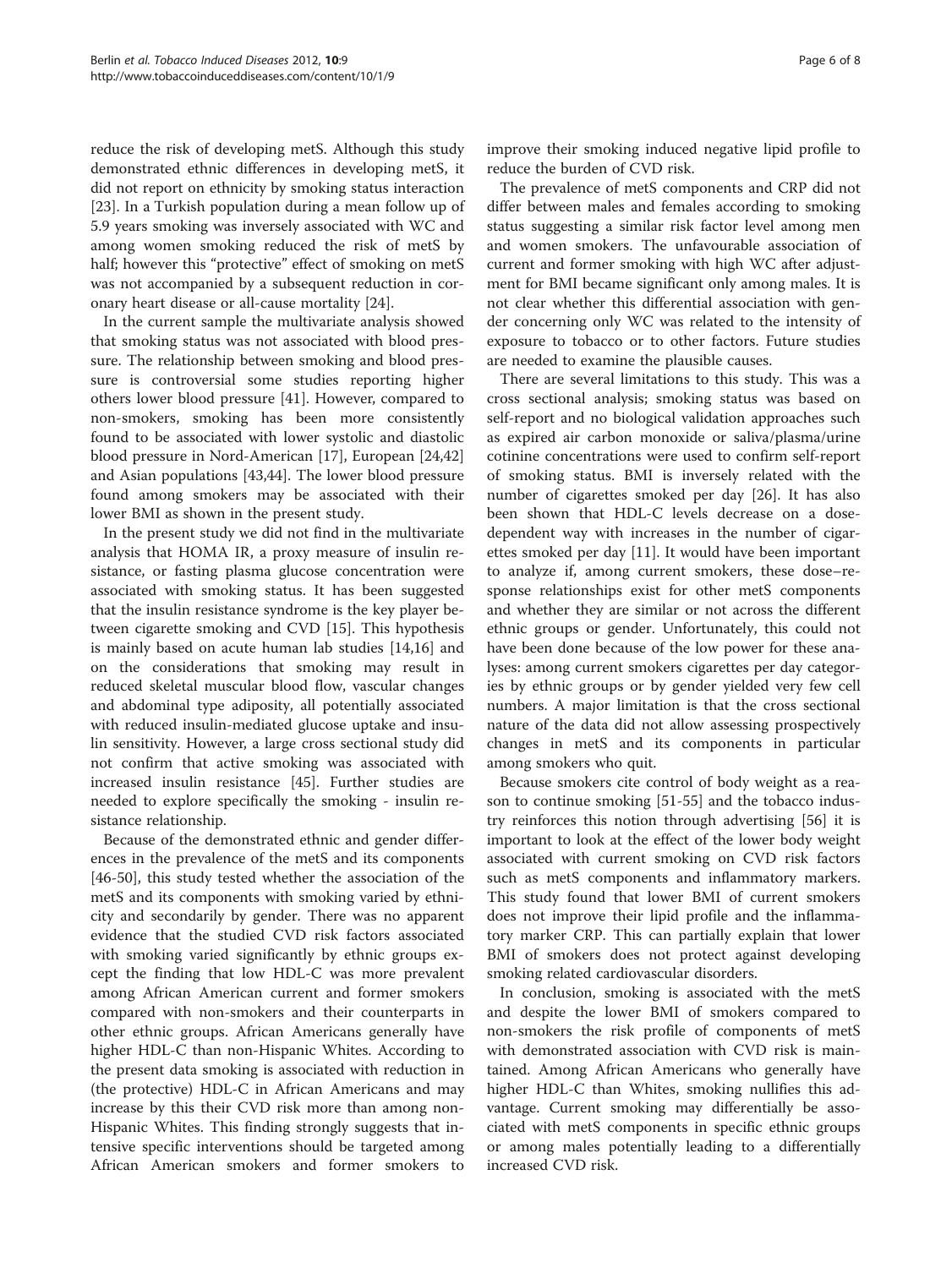reduce the risk of developing metS. Although this study demonstrated ethnic differences in developing metS, it did not report on ethnicity by smoking status interaction [23]. In a Turkish population during a mean follow up of 5.9 years smoking was inversely associated with WC and among women smoking reduced the risk of metS by half; however this "protective" effect of smoking on metS was not accompanied by a subsequent reduction in coronary heart disease or all-cause mortality [24].

In the current sample the multivariate analysis showed that smoking status was not associated with blood pressure. The relationship between smoking and blood pressure is controversial some studies reporting higher others lower blood pressure [41]. However, compared to non-smokers, smoking has been more consistently found to be associated with lower systolic and diastolic blood pressure in Nord-American [17], European [24,42] and Asian populations [43,44]. The lower blood pressure found among smokers may be associated with their lower BMI as shown in the present study.

In the present study we did not find in the multivariate analysis that HOMA IR, a proxy measure of insulin resistance, or fasting plasma glucose concentration were associated with smoking status. It has been suggested that the insulin resistance syndrome is the key player between cigarette smoking and CVD [15]. This hypothesis is mainly based on acute human lab studies [14,16] and on the considerations that smoking may result in reduced skeletal muscular blood flow, vascular changes and abdominal type adiposity, all potentially associated with reduced insulin-mediated glucose uptake and insulin sensitivity. However, a large cross sectional study did not confirm that active smoking was associated with increased insulin resistance [45]. Further studies are needed to explore specifically the smoking - insulin resistance relationship.

Because of the demonstrated ethnic and gender differences in the prevalence of the metS and its components [46-50], this study tested whether the association of the metS and its components with smoking varied by ethnicity and secondarily by gender. There was no apparent evidence that the studied CVD risk factors associated with smoking varied significantly by ethnic groups except the finding that low HDL-C was more prevalent among African American current and former smokers compared with non-smokers and their counterparts in other ethnic groups. African Americans generally have higher HDL-C than non-Hispanic Whites. According to the present data smoking is associated with reduction in (the protective) HDL-C in African Americans and may increase by this their CVD risk more than among non-Hispanic Whites. This finding strongly suggests that intensive specific interventions should be targeted among African American smokers and former smokers to improve their smoking induced negative lipid profile to reduce the burden of CVD risk.

The prevalence of metS components and CRP did not differ between males and females according to smoking status suggesting a similar risk factor level among men and women smokers. The unfavourable association of current and former smoking with high WC after adjustment for BMI became significant only among males. It is not clear whether this differential association with gender concerning only WC was related to the intensity of exposure to tobacco or to other factors. Future studies are needed to examine the plausible causes.

There are several limitations to this study. This was a cross sectional analysis; smoking status was based on self-report and no biological validation approaches such as expired air carbon monoxide or saliva/plasma/urine cotinine concentrations were used to confirm self-report of smoking status. BMI is inversely related with the number of cigarettes smoked per day [26]. It has also been shown that HDL-C levels decrease on a dose-dependent way with increases in the number of cigarettes smoked per day [11]. It would have been important to analyze if, among current smokers, these dose–response relationships exist for other metS components and whether they are similar or not across the different ethnic groups or gender. Unfortunately, this could not have been done because of the low power for these analyses: among current smokers cigarettes per day categories by ethnic groups or by gender yielded very few cell numbers. A major limitation is that the cross sectional nature of the data did not allow assessing prospectively changes in metS and its components in particular among smokers who quit.

Because smokers cite control of body weight as a reason to continue smoking [51-55] and the tobacco industry reinforces this notion through advertising [56] it is important to look at the effect of the lower body weight associated with current smoking on CVD risk factors such as metS components and inflammatory markers. This study found that lower BMI of current smokers does not improve their lipid profile and the inflammatory marker CRP. This can partially explain that lower BMI of smokers does not protect against developing smoking related cardiovascular disorders.

In conclusion, smoking is associated with the metS and despite the lower BMI of smokers compared to non-smokers the risk profile of components of metS with demonstrated association with CVD risk is maintained. Among African Americans who generally have higher HDL-C than Whites, smoking nullifies this advantage. Current smoking may differentially be associated with metS components in specific ethnic groups or among males potentially leading to a differentially increased CVD risk.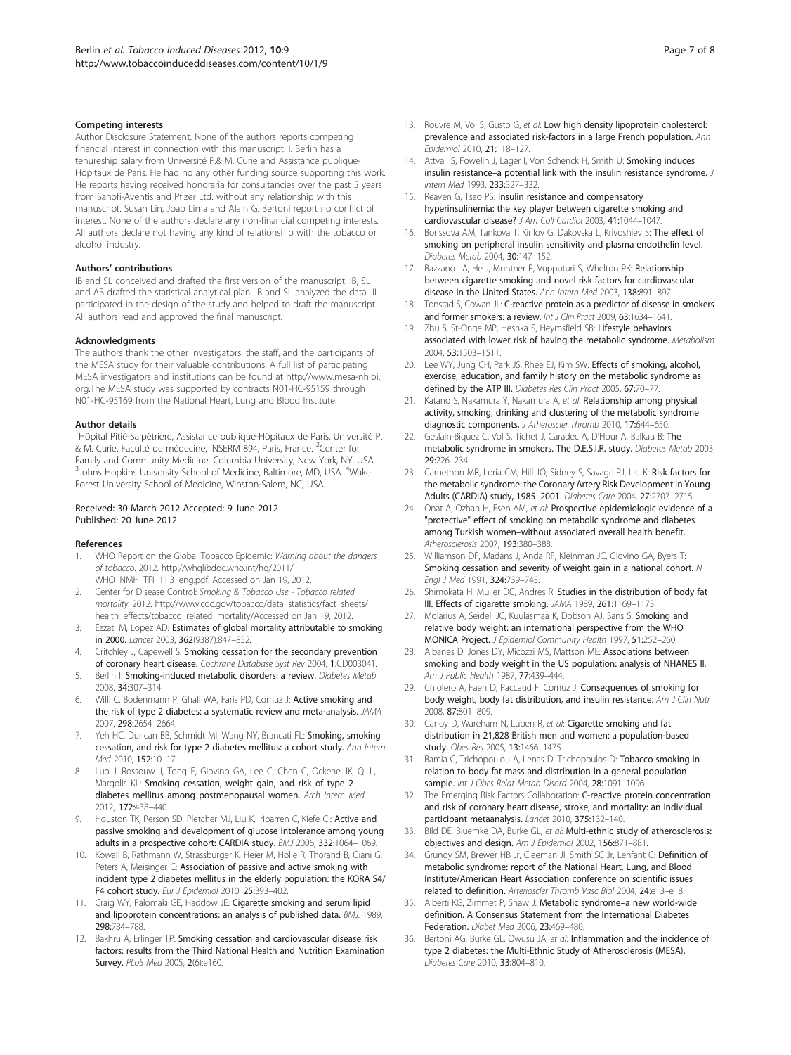### Competing interests

Author Disclosure Statement: None of the authors reports competing financial interest in connection with this manuscript. I. Berlin has a tenureship salary from Université P.& M. Curie and Assistance publique-Hôpitaux de Paris. He had no any other funding source supporting this work. He reports having received honoraria for consultancies over the past 5 years from Sanofi-Aventis and Pfizer Ltd. without any relationship with this manuscript. Susan Lin, Joao Lima and Alain G. Bertoni report no conflict of interest. None of the authors declare any non-financial competing interests. All authors declare not having any kind of relationship with the tobacco or alcohol industry.

### Authors' contributions

IB and SL conceived and drafted the first version of the manuscript. IB, SL and AB drafted the statistical analytical plan. IB and SL analyzed the data. JL participated in the design of the study and helped to draft the manuscript. All authors read and approved the final manuscript.

### Acknowledgments

The authors thank the other investigators, the staff, and the participants of the MESA study for their valuable contributions. A full list of participating MESA investigators and institutions can be found at http://www.mesa-nhlbi.org.The MESA study was supported by contracts N01-HC-95159 through N01-HC-95169 from the National Heart, Lung and Blood Institute.

### Author details

[1]Hôpital Pitié-Salpêtrière, Assistance publique-Hôpitaux de Paris, Université P. & M. Curie, Faculté de médecine, INSERM 894, Paris, France. [2]Center for Family and Community Medicine, Columbia University, New York, NY, USA. [3]Johns Hopkins University School of Medicine, Baltimore, MD, USA. [4]Wake Forest University School of Medicine, Winston-Salem, NC, USA.

Received: 30 March 2012 Accepted: 9 June 2012
Published: 20 June 2012

### References

1. WHO Report on the Global Tobacco Epidemic: *Warning about the dangers of tobacco*. 2012. http://whqlibdoc.who.int/hq/2011/WHO_NMH_TFI_11.3_eng.pdf. Accessed on Jan 19, 2012.
2. Center for Disease Control: *Smoking & Tobacco Use - Tobacco related mortality*. 2012. http://www.cdc.gov/tobacco/data_statistics/fact_sheets/health_effects/tobacco_related_mortality/Accessed on Jan 19, 2012.
3. Ezzati M, Lopez AD: **Estimates of global mortality attributable to smoking in 2000.** *Lancet* 2003, **362**(9387):847–852.
4. Critchley J, Capewell S: **Smoking cessation for the secondary prevention of coronary heart disease.** *Cochrane Database Syst Rev* 2004, **1**:CD003041.
5. Berlin I: **Smoking-induced metabolic disorders: a review.** *Diabetes Metab* 2008, **34**:307–314.
6. Willi C, Bodenmann P, Ghali WA, Faris PD, Cornuz J: **Active smoking and the risk of type 2 diabetes: a systematic review and meta-analysis.** *JAMA* 2007, **298**:2654–2664.
7. Yeh HC, Duncan BB, Schmidt MI, Wang NY, Brancati FL: **Smoking, smoking cessation, and risk for type 2 diabetes mellitus: a cohort study.** *Ann Intern Med* 2010, **152**:10–17.
8. Luo J, Rossouw J, Tong E, Giovino GA, Lee C, Chen C, Ockene JK, Qi L, Margolis KL: **Smoking cessation, weight gain, and risk of type 2 diabetes mellitus among postmenopausal women.** *Arch Intern Med* 2012, **172**:438–440.
9. Houston TK, Person SD, Pletcher MJ, Liu K, Iribarren C, Kiefe CI: **Active and passive smoking and development of glucose intolerance among young adults in a prospective cohort: CARDIA study.** *BMJ* 2006, **332**:1064–1069.
10. Kowall B, Rathmann W, Strassburger K, Heier M, Holle R, Thorand B, Giani G, Peters A, Meisinger C: **Association of passive and active smoking with incident type 2 diabetes mellitus in the elderly population: the KORA S4/F4 cohort study.** *Eur J Epidemiol* 2010, **25**:393–402.
11. Craig WY, Palomaki GE, Haddow JE: **Cigarette smoking and serum lipid and lipoprotein concentrations: an analysis of published data.** *BMJ.* 1989, **298**:784–788.
12. Bakhru A, Erlinger TP: **Smoking cessation and cardiovascular disease risk factors: results from the Third National Health and Nutrition Examination Survey.** *PLoS Med* 2005, **2**(6):e160.
13. Rouvre M, Vol S, Gusto G, *et al*: **Low high density lipoprotein cholesterol: prevalence and associated risk-factors in a large French population.** *Ann Epidemiol* 2010, **21**:118–127.
14. Attvall S, Fowelin J, Lager I, Von Schenck H, Smith U: **Smoking induces insulin resistance–a potential link with the insulin resistance syndrome.** *J Intern Med* 1993, **233**:327–332.
15. Reaven G, Tsao PS: **Insulin resistance and compensatory hyperinsulinemia: the key player between cigarette smoking and cardiovascular disease?** *J Am Coll Cardiol* 2003, **41**:1044–1047.
16. Borissova AM, Tankova T, Kirilov G, Dakovska L, Krivoshiev S: **The effect of smoking on peripheral insulin sensitivity and plasma endothelin level.** *Diabetes Metab* 2004, **30**:147–152.
17. Bazzano LA, He J, Muntner P, Vupputuri S, Whelton PK: **Relationship between cigarette smoking and novel risk factors for cardiovascular disease in the United States.** *Ann Intern Med* 2003, **138**:891–897.
18. Tonstad S, Cowan JL: **C-reactive protein as a predictor of disease in smokers and former smokers: a review.** *Int J Clin Pract* 2009, **63**:1634–1641.
19. Zhu S, St-Onge MP, Heshka S, Heymsfield SB: **Lifestyle behaviors associated with lower risk of having the metabolic syndrome.** *Metabolism* 2004, **53**:1503–1511.
20. Lee WY, Jung CH, Park JS, Rhee EJ, Kim SW: **Effects of smoking, alcohol, exercise, education, and family history on the metabolic syndrome as defined by the ATP III.** *Diabetes Res Clin Pract* 2005, **67**:70–77.
21. Katano S, Nakamura Y, Nakamura A, *et al*: **Relationship among physical activity, smoking, drinking and clustering of the metabolic syndrome diagnostic components.** *J Atheroscler Thromb* 2010, **17**:644–650.
22. Geslain-Biquez C, Vol S, Tichet J, Caradec A, D'Hour A, Balkau B: **The metabolic syndrome in smokers. The D.E.S.I.R. study.** *Diabetes Metab* 2003, **29**:226–234.
23. Carnethon MR, Loria CM, Hill JO, Sidney S, Savage PJ, Liu K: **Risk factors for the metabolic syndrome: the Coronary Artery Risk Development in Young Adults (CARDIA) study, 1985–2001.** *Diabetes Care* 2004, **27**:2707–2715.
24. Onat A, Ozhan H, Esen AM, *et al*: **Prospective epidemiologic evidence of a "protective" effect of smoking on metabolic syndrome and diabetes among Turkish women–without associated overall health benefit.** *Atherosclerosis* 2007, **193**:380–388.
25. Williamson DF, Madans J, Anda RF, Kleinman JC, Giovino GA, Byers T: **Smoking cessation and severity of weight gain in a national cohort.** *N Engl J Med* 1991, **324**:739–745.
26. Shimokata H, Muller DC, Andres R: **Studies in the distribution of body fat III. Effects of cigarette smoking.** *JAMA* 1989, **261**:1169–1173.
27. Molarius A, Seidell JC, Kuulasmaa K, Dobson AJ, Sans S: **Smoking and relative body weight: an international perspective from the WHO MONICA Project.** *J Epidemiol Community Health* 1997, **51**:252–260.
28. Albanes D, Jones DY, Micozzi MS, Mattson ME: **Associations between smoking and body weight in the US population: analysis of NHANES II.** *Am J Public Health* 1987, **77**:439–444.
29. Chiolero A, Faeh D, Paccaud F, Cornuz J: **Consequences of smoking for body weight, body fat distribution, and insulin resistance.** *Am J Clin Nutr* 2008, **87**:801–809.
30. Canoy D, Wareham N, Luben R, *et al*: **Cigarette smoking and fat distribution in 21,828 British men and women: a population-based study.** *Obes Res* 2005, **13**:1466–1475.
31. Bamia C, Trichopoulou A, Lenas D, Trichopoulos D: **Tobacco smoking in relation to body fat mass and distribution in a general population sample.** *Int J Obes Relat Metab Disord* 2004, **28**:1091–1096.
32. The Emerging Risk Factors Collaboration: **C-reactive protein concentration and risk of coronary heart disease, stroke, and mortality: an individual participant metaanalysis.** *Lancet* 2010, **375**:132–140.
33. Bild DE, Bluemke DA, Burke GL, *et al*: **Multi-ethnic study of atherosclerosis: objectives and design.** *Am J Epidemiol* 2002, **156**:871–881.
34. Grundy SM, Brewer HB Jr, Cleeman JI, Smith SC Jr, Lenfant C: **Definition of metabolic syndrome: report of the National Heart, Lung, and Blood Institute/American Heart Association conference on scientific issues related to definition.** *Arterioscler Thromb Vasc Biol* 2004, **24**:e13–e18.
35. Alberti KG, Zimmet P, Shaw J: **Metabolic syndrome–a new world-wide definition. A Consensus Statement from the International Diabetes Federation.** *Diabet Med* 2006, **23**:469–480.
36. Bertoni AG, Burke GL, Owusu JA, *et al*: **Inflammation and the incidence of type 2 diabetes: the Multi-Ethnic Study of Atherosclerosis (MESA).** *Diabetes Care* 2010, **33**:804–810.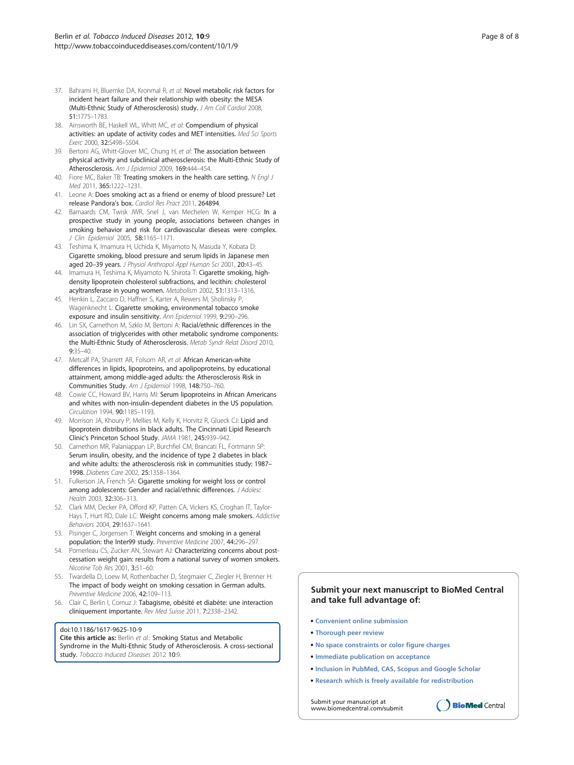37. Bahrami H, Bluemke DA, Kronmal R, *et al*: Novel metabolic risk factors for incident heart failure and their relationship with obesity: the MESA (Multi-Ethnic Study of Atherosclerosis) study. *J Am Coll Cardiol* 2008, **51**:1775–1783.
38. Ainsworth BE, Haskell WL, Whitt MC, *et al*: Compendium of physical activities: an update of activity codes and MET intensities. *Med Sci Sports Exerc* 2000, **32**:S498–S504.
39. Bertoni AG, Whitt-Glover MC, Chung H, *et al*: The association between physical activity and subclinical atherosclerosis: the Multi-Ethnic Study of Atherosclerosis. *Am J Epidemiol* 2009, **169**:444–454.
40. Fiore MC, Baker TB: Treating smokers in the health care setting. *N Engl J Med* 2011, **365**:1222–1231.
41. Leone A: Does smoking act as a friend or enemy of blood pressure? Let release Pandora's box. *Cardiol Res Pract* 2011, **264894**.
42. Barnaards CM, Twisk JWR, Snel J, van Mechelen W, Kemper HCG: In a prospective study in young people, associations between changes in smoking behavior and risk for cardiovascular dieseas were complex. *J Clin Epidemiol* 2005, **58**:1165–1171.
43. Teshima K, Imamura H, Uchida K, Miyamoto N, Masuda Y, Kobata D: Cigarette smoking, blood pressure and serum lipids in Japanese men aged 20–39 years. *J Physiol Anthropol Appl Human Sci* 2001, **20**:43–45.
44. Imamura H, Teshima K, Miyamoto N, Shirota T: Cigarette smoking, high-density lipoprotein cholesterol subfractions, and lecithin: cholesterol acyltransferase in young women. *Metabolism* 2002, **51**:1313–1316.
45. Henkin L, Zaccaro D, Haffner S, Karter A, Rewers M, Sholinsky P, Wagenknecht L: Cigarette smoking, environmental tobacco smoke exposure and insulin sensitivity. *Ann Epidemiol* 1999, **9**:290–296.
46. Lin SX, Carnethon M, Szklo M, Bertoni A: Racial/ethnic differences in the association of triglycerides with other metabolic syndrome components: the Multi-Ethnic Study of Atherosclerosis. *Metab Syndr Relat Disord* 2010, **9**:35–40.
47. Metcalf PA, Sharrett AR, Folsom AR, *et al*: African American-white differences in lipids, lipoproteins, and apolipoproteins, by educational attainment, among middle-aged adults: the Atherosclerosis Risk in Communities Study. *Am J Epidemiol* 1998, **148**:750–760.
48. Cowie CC, Howard BV, Harris MI: Serum lipoproteins in African Americans and whites with non-insulin-dependent diabetes in the US population. *Circulation* 1994, **90**:1185–1193.
49. Morrison JA, Khoury P, Mellies M, Kelly K, Horvitz R, Glueck CJ: Lipid and lipoprotein distributions in black adults. The Cincinnati Lipid Research Clinic's Princeton School Study. *JAMA* 1981, **245**:939–942.
50. Carnethon MR, Palaniappan LP, Burchfiel CM, Brancati FL, Fortmann SP: Serum insulin, obesity, and the incidence of type 2 diabetes in black and white adults: the atherosclerosis risk in communities study: 1987–1998. *Diabetes Care* 2002, **25**:1358–1364.
51. Fulkerson JA, French SA: Cigarette smoking for weight loss or control among adolescents: Gender and racial/ethnic differences. *J Adolesc Health* 2003, **32**:306–313.
52. Clark MM, Decker PA, Offord KP, Patten CA, Vickers KS, Croghan IT, Taylor-Hays T, Hurt RD, Dale LC: Weight concerns among male smokers. *Addictive Behaviors* 2004, **29**:1637–1641.
53. Pisinger C, Jorgensen T: Weight concerns and smoking in a general population: the Inter99 study. *Preventive Medicine* 2007, **44**:296–297.
54. Pomerleau CS, Zucker AN, Stewart AJ: Characterizing concerns about post-cessation weight gain: results from a national survey of women smokers. *Nicotine Tob Res* 2001, **3**:51–60.
55. Twardella D, Loew M, Rothenbacher D, Stegmaier C, Ziegler H, Brenner H: The impact of body weight on smoking cessation in German adults. *Preventive Medicine* 2006, **42**:109–113.
56. Clair C, Berlin I, Cornuz J: Tabagisme, obésité et diabète: une interaction cliniquement importante. *Rev Med Suisse* 2011, **7**:2338–2342.

doi:10.1186/1617-9625-10-9

**Cite this article as:** Berlin *et al.*: Smoking Status and Metabolic Syndrome in the Multi-Ethnic Study of Atherosclerosis. A cross-sectional study. *Tobacco Induced Diseases* 2012 **10**:9.

**Submit your next manuscript to BioMed Central and take full advantage of:**

- Convenient online submission
- Thorough peer review
- No space constraints or color figure charges
- Immediate publication on acceptance
- Inclusion in PubMed, CAS, Scopus and Google Scholar
- Research which is freely available for redistribution

Submit your manuscript at
www.biomedcentral.com/submit

BioMed Central